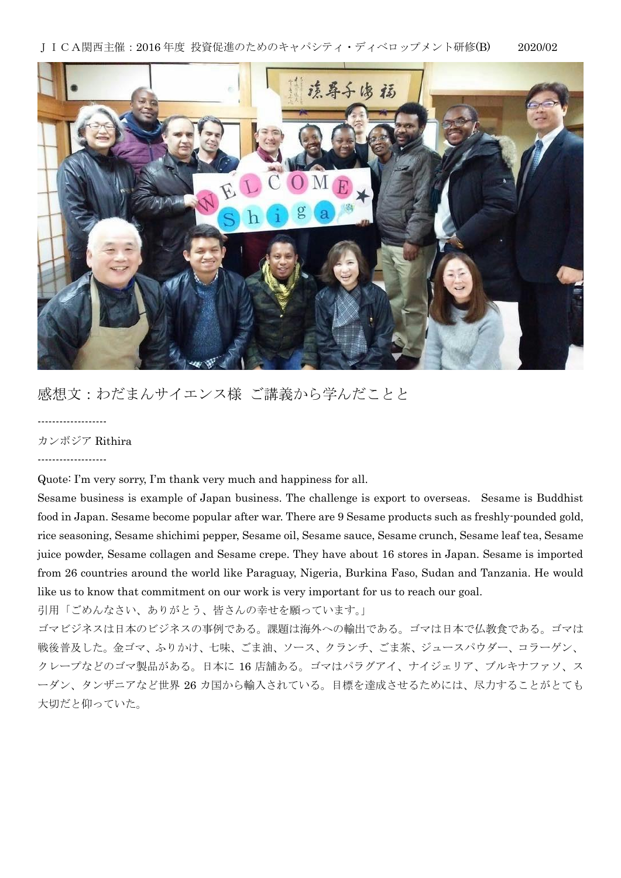ＪＩＣＡ関西主催：2016 年度 投資促進のためのキャパシティ・ディベロップメント研修(B)　2020/02

## 感想文：わだまんサイエンス様 ご講義から学んだことと

-------------------

カンボジア Rithira

-------------------

Quote: I'm very sorry, I'm thank very much and happiness for all.

Sesame business is example of Japan business. The challenge is export to overseas. Sesame is Buddhist food in Japan. Sesame become popular after war. There are 9 Sesame products such as freshly-pounded gold, rice seasoning, Sesame shichimi pepper, Sesame oil, Sesame sauce, Sesame crunch, Sesame leaf tea, Sesame juice powder, Sesame collagen and Sesame crepe. They have about 16 stores in Japan. Sesame is imported from 26 countries around the world like Paraguay, Nigeria, Burkina Faso, Sudan and Tanzania. He would like us to know that commitment on our work is very important for us to reach our goal.

引用「ごめんなさい、ありがとう、皆さんの幸せを願っています。」

ゴマビジネスは日本のビジネスの事例である。課題は海外への輸出である。ゴマは日本で仏教食である。ゴマは戦後普及した。金ゴマ、ふりかけ、七味、ごま油、ソース、クランチ、ごま茶、ジュースパウダー、コラーゲン、クレープなどのゴマ製品がある。日本に 16 店舗ある。ゴマはパラグアイ、ナイジェリア、ブルキナファソ、スーダン、タンザニアなど世界 26 カ国から輸入されている。目標を達成させるためには、尽力することがとても大切だと仰っていた。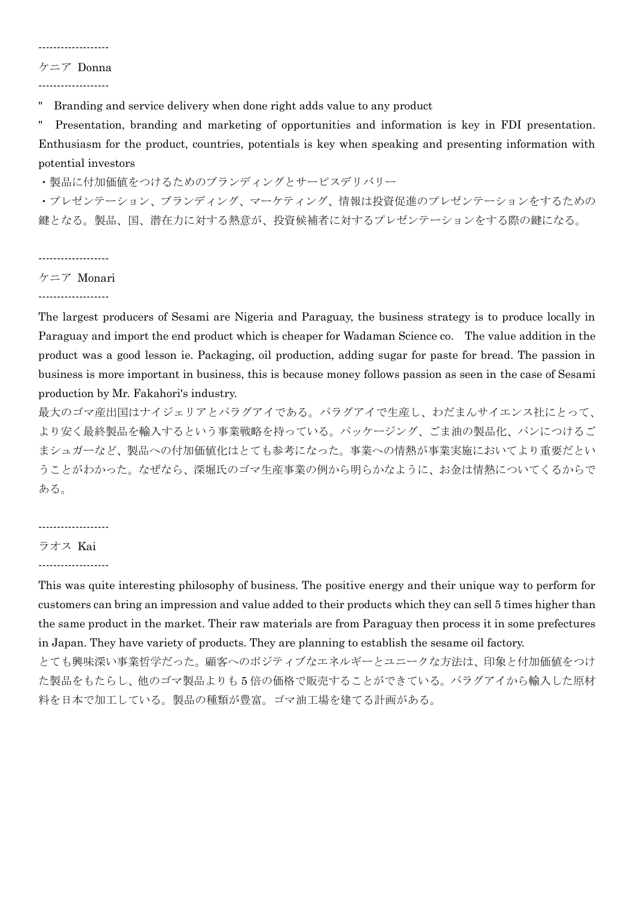-------------------

ケニア Donna

-------------------

" Branding and service delivery when done right adds value to any product

" Presentation, branding and marketing of opportunities and information is key in FDI presentation. Enthusiasm for the product, countries, potentials is key when speaking and presenting information with potential investors

・製品に付加価値をつけるためのブランディングとサービスデリバリー

・プレゼンテーション、ブランディング、マーケティング、情報は投資促進のプレゼンテーションをするための鍵となる。製品、国、潜在力に対する熱意が、投資候補者に対するプレゼンテーションをする際の鍵になる。

-------------------

ケニア Monari

-------------------

The largest producers of Sesami are Nigeria and Paraguay, the business strategy is to produce locally in Paraguay and import the end product which is cheaper for Wadaman Science co. The value addition in the product was a good lesson ie. Packaging, oil production, adding sugar for paste for bread. The passion in business is more important in business, this is because money follows passion as seen in the case of Sesami production by Mr. Fakahori's industry.

最大のゴマ産出国はナイジェリアとパラグアイである。パラグアイで生産し、わだまんサイエンス社にとって、より安く最終製品を輸入するという事業戦略を持っている。パッケージング、ごま油の製品化、パンにつけるごまシュガーなど、製品への付加価値化はとても参考になった。事業への情熱が事業実施においてより重要だということがわかった。なぜなら、深堀氏のゴマ生産事業の例から明らかなように、お金は情熱についてくるからである。

-------------------

ラオス Kai

-------------------

This was quite interesting philosophy of business. The positive energy and their unique way to perform for customers can bring an impression and value added to their products which they can sell 5 times higher than the same product in the market. Their raw materials are from Paraguay then process it in some prefectures in Japan. They have variety of products. They are planning to establish the sesame oil factory.

とても興味深い事業哲学だった。顧客へのポジティブなエネルギーとユニークな方法は、印象と付加価値をつけた製品をもたらし、他のゴマ製品よりも 5 倍の価格で販売することができている。パラグアイから輸入した原材料を日本で加工している。製品の種類が豊富。ゴマ油工場を建てる計画がある。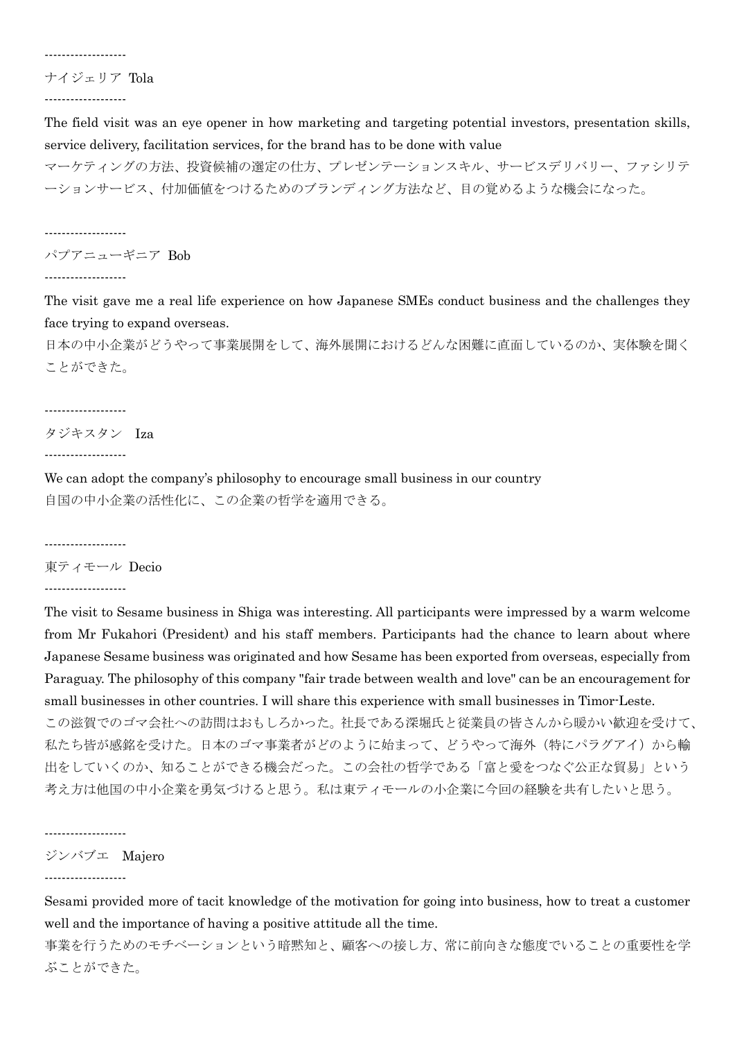-------------------

ナイジェリア Tola

-------------------

The field visit was an eye opener in how marketing and targeting potential investors, presentation skills, service delivery, facilitation services, for the brand has to be done with value

マーケティングの方法、投資候補の選定の仕方、プレゼンテーションスキル、サービスデリバリー、ファシリテーションサービス、付加価値をつけるためのブランディング方法など、目の覚めるような機会になった。

-------------------

パプアニューギニア Bob

-------------------

The visit gave me a real life experience on how Japanese SMEs conduct business and the challenges they face trying to expand overseas.

日本の中小企業がどうやって事業展開をして、海外展開におけるどんな困難に直面しているのか、実体験を聞くことができた。

-------------------

タジキスタン Iza

-------------------

We can adopt the company's philosophy to encourage small business in our country

自国の中小企業の活性化に、この企業の哲学を適用できる。

-------------------

東ティモール Decio

-------------------

The visit to Sesame business in Shiga was interesting. All participants were impressed by a warm welcome from Mr Fukahori (President) and his staff members. Participants had the chance to learn about where Japanese Sesame business was originated and how Sesame has been exported from overseas, especially from Paraguay. The philosophy of this company "fair trade between wealth and love" can be an encouragement for small businesses in other countries. I will share this experience with small businesses in Timor-Leste.

この滋賀でのゴマ会社への訪問はおもしろかった。社長である深堀氏と従業員の皆さんから暖かい歓迎を受けて、私たち皆が感銘を受けた。日本のゴマ事業者がどのように始まって、どうやって海外（特にパラグアイ）から輸出をしていくのか、知ることができる機会だった。この会社の哲学である「富と愛をつなぐ公正な貿易」という考え方は他国の中小企業を勇気づけると思う。私は東ティモールの小企業に今回の経験を共有したいと思う。

-------------------

ジンバブエ Majero

-------------------

Sesami provided more of tacit knowledge of the motivation for going into business, how to treat a customer well and the importance of having a positive attitude all the time.

事業を行うためのモチベーションという暗黙知と、顧客への接し方、常に前向きな態度でいることの重要性を学ぶことができた。